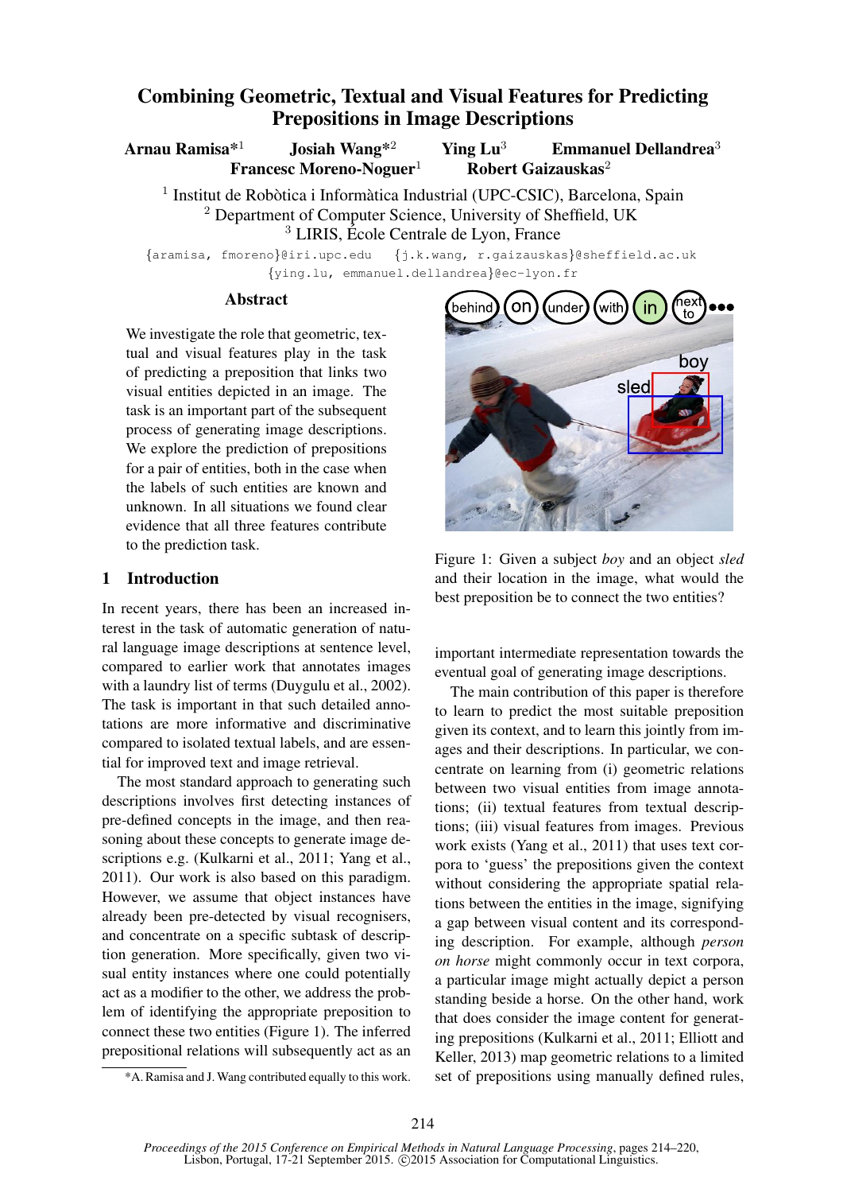# Combining Geometric, Textual and Visual Features for Predicting Prepositions in Image Descriptions

**Arnau Ramisa***[1] **Josiah Wang***[2] **Ying Lu**[3] **Emmanuel Dellandrea**[3]
**Francesc Moreno-Noguer**[1] **Robert Gaizauskas**[2]

[1] Institut de Robòtica i Informàtica Industrial (UPC-CSIC), Barcelona, Spain
[2] Department of Computer Science, University of Sheffield, UK
[3] LIRIS, École Centrale de Lyon, France

{aramisa, fmoreno}@iri.upc.edu {j.k.wang, r.gaizauskas}@sheffield.ac.uk
{ying.lu, emmanuel.dellandrea}@ec-lyon.fr

## Abstract

We investigate the role that geometric, textual and visual features play in the task of predicting a preposition that links two visual entities depicted in an image. The task is an important part of the subsequent process of generating image descriptions. We explore the prediction of prepositions for a pair of entities, both in the case when the labels of such entities are known and unknown. In all situations we found clear evidence that all three features contribute to the prediction task.

Figure 1: Given a subject *boy* and an object *sled* and their location in the image, what would the best preposition be to connect the two entities?

## 1 Introduction

In recent years, there has been an increased interest in the task of automatic generation of natural language image descriptions at sentence level, compared to earlier work that annotates images with a laundry list of terms (Duygulu et al., 2002). The task is important in that such detailed annotations are more informative and discriminative compared to isolated textual labels, and are essential for improved text and image retrieval.

The most standard approach to generating such descriptions involves first detecting instances of pre-defined concepts in the image, and then reasoning about these concepts to generate image descriptions e.g. (Kulkarni et al., 2011; Yang et al., 2011). Our work is also based on this paradigm. However, we assume that object instances have already been pre-detected by visual recognisers, and concentrate on a specific subtask of description generation. More specifically, given two visual entity instances where one could potentially act as a modifier to the other, we address the problem of identifying the appropriate preposition to connect these two entities (Figure 1). The inferred prepositional relations will subsequently act as an important intermediate representation towards the eventual goal of generating image descriptions.

The main contribution of this paper is therefore to learn to predict the most suitable preposition given its context, and to learn this jointly from images and their descriptions. In particular, we concentrate on learning from (i) geometric relations between two visual entities from image annotations; (ii) textual features from textual descriptions; (iii) visual features from images. Previous work exists (Yang et al., 2011) that uses text corpora to 'guess' the prepositions given the context without considering the appropriate spatial relations between the entities in the image, signifying a gap between visual content and its corresponding description. For example, although *person on horse* might commonly occur in text corpora, a particular image might actually depict a person standing beside a horse. On the other hand, work that does consider the image content for generating prepositions (Kulkarni et al., 2011; Elliott and Keller, 2013) map geometric relations to a limited set of prepositions using manually defined rules,

*A. Ramisa and J. Wang contributed equally to this work.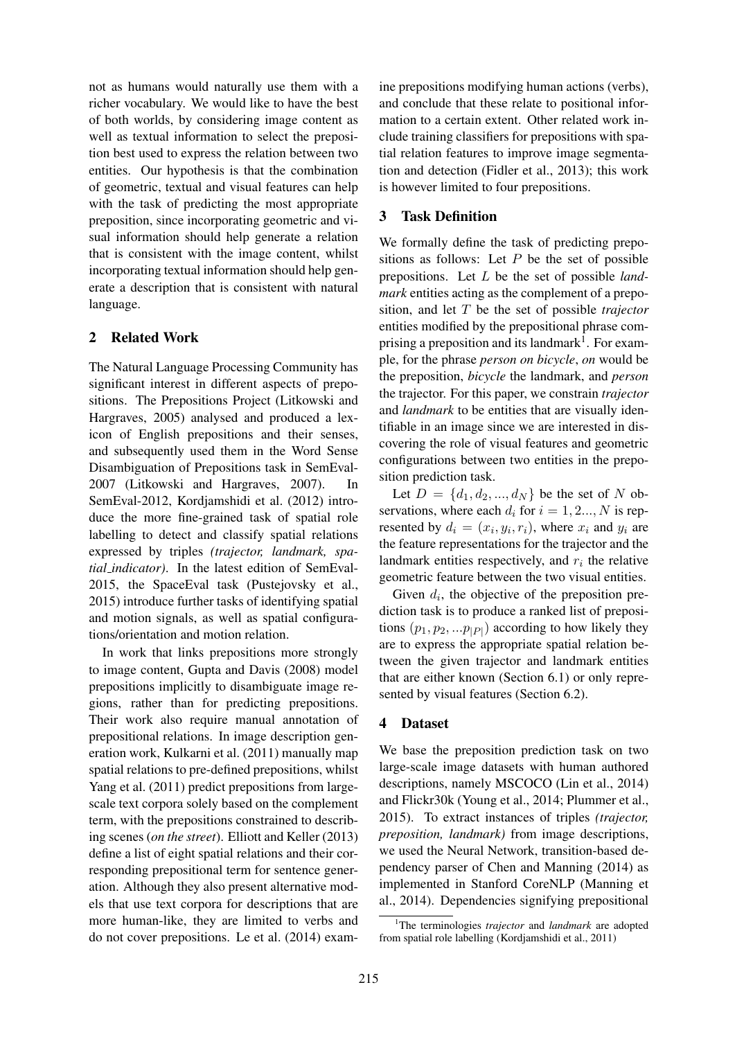not as humans would naturally use them with a richer vocabulary. We would like to have the best of both worlds, by considering image content as well as textual information to select the preposition best used to express the relation between two entities. Our hypothesis is that the combination of geometric, textual and visual features can help with the task of predicting the most appropriate preposition, since incorporating geometric and visual information should help generate a relation that is consistent with the image content, whilst incorporating textual information should help generate a description that is consistent with natural language.

## 2 Related Work

The Natural Language Processing Community has significant interest in different aspects of prepositions. The Prepositions Project (Litkowski and Hargraves, 2005) analysed and produced a lexicon of English prepositions and their senses, and subsequently used them in the Word Sense Disambiguation of Prepositions task in SemEval-2007 (Litkowski and Hargraves, 2007). In SemEval-2012, Kordjamshidi et al. (2012) introduce the more fine-grained task of spatial role labelling to detect and classify spatial relations expressed by triples *(trajector, landmark, spatial_indicator)*. In the latest edition of SemEval-2015, the SpaceEval task (Pustejovsky et al., 2015) introduce further tasks of identifying spatial and motion signals, as well as spatial configurations/orientation and motion relation.

In work that links prepositions more strongly to image content, Gupta and Davis (2008) model prepositions implicitly to disambiguate image regions, rather than for predicting prepositions. Their work also require manual annotation of prepositional relations. In image description generation work, Kulkarni et al. (2011) manually map spatial relations to pre-defined prepositions, whilst Yang et al. (2011) predict prepositions from large-scale text corpora solely based on the complement term, with the prepositions constrained to describing scenes (*on the street*). Elliott and Keller (2013) define a list of eight spatial relations and their corresponding prepositional term for sentence generation. Although they also present alternative models that use text corpora for descriptions that are more human-like, they are limited to verbs and do not cover prepositions. Le et al. (2014) examine prepositions modifying human actions (verbs), and conclude that these relate to positional information to a certain extent. Other related work include training classifiers for prepositions with spatial relation features to improve image segmentation and detection (Fidler et al., 2013); this work is however limited to four prepositions.

## 3 Task Definition

We formally define the task of predicting prepositions as follows: Let $P$ be the set of possible prepositions. Let $L$ be the set of possible *landmark* entities acting as the complement of a preposition, and let $T$ be the set of possible *trajector* entities modified by the prepositional phrase comprising a preposition and its landmark[1]. For example, for the phrase *person on bicycle*, *on* would be the preposition, *bicycle* the landmark, and *person* the trajector. For this paper, we constrain *trajector* and *landmark* to be entities that are visually identifiable in an image since we are interested in discovering the role of visual features and geometric configurations between two entities in the preposition prediction task.

Let $D = \{d_1, d_2, ..., d_N\}$ be the set of $N$ observations, where each $d_i$ for $i = 1, 2..., N$ is represented by $d_i = (x_i, y_i, r_i)$, where $x_i$ and $y_i$ are the feature representations for the trajector and the landmark entities respectively, and $r_i$ the relative geometric feature between the two visual entities.

Given $d_i$, the objective of the preposition prediction task is to produce a ranked list of prepositions $(p_1, p_2, ...p_{|P|})$ according to how likely they are to express the appropriate spatial relation between the given trajector and landmark entities that are either known (Section 6.1) or only represented by visual features (Section 6.2).

## 4 Dataset

We base the preposition prediction task on two large-scale image datasets with human authored descriptions, namely MSCOCO (Lin et al., 2014) and Flickr30k (Young et al., 2014; Plummer et al., 2015). To extract instances of triples *(trajector, preposition, landmark)* from image descriptions, we used the Neural Network, transition-based dependency parser of Chen and Manning (2014) as implemented in Stanford CoreNLP (Manning et al., 2014). Dependencies signifying prepositional

[1]The terminologies *trajector* and *landmark* are adopted from spatial role labelling (Kordjamshidi et al., 2011)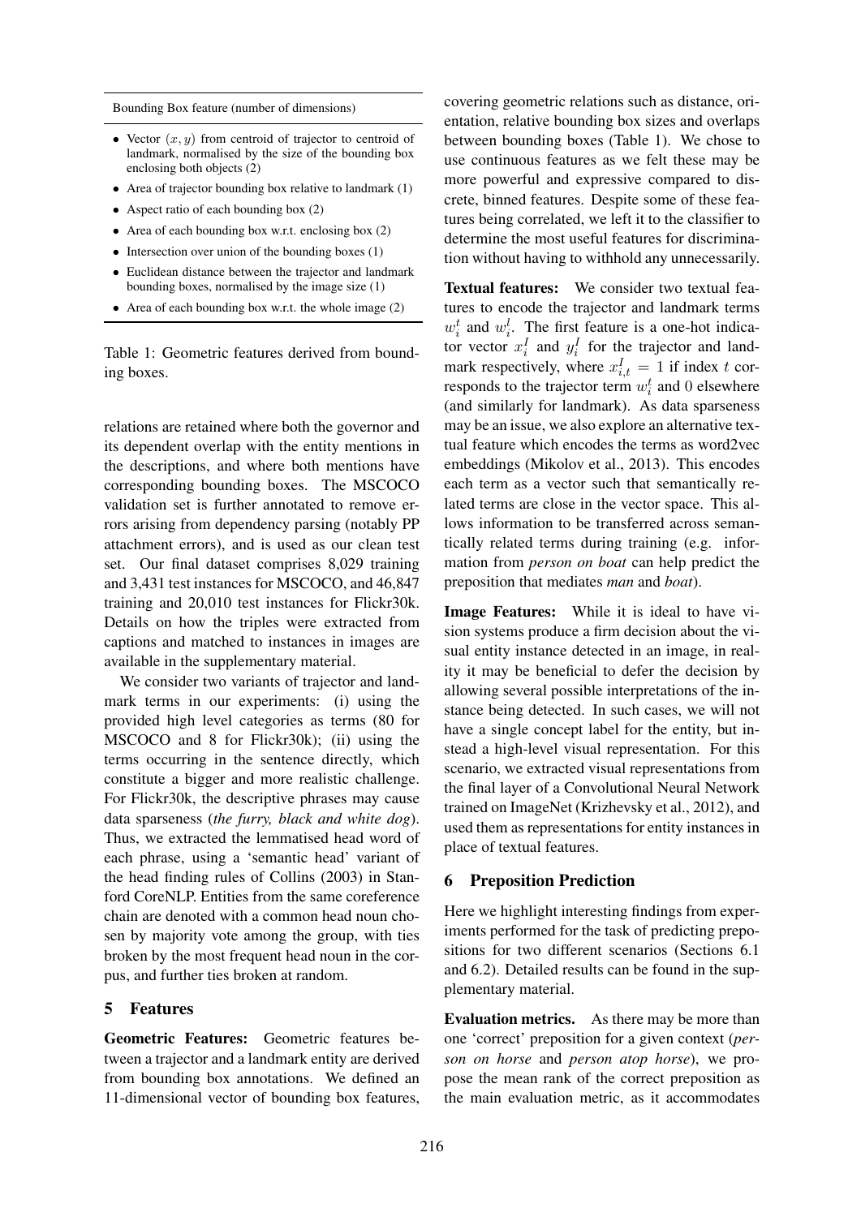Bounding Box feature (number of dimensions)

- Vector $(x, y)$ from centroid of trajector to centroid of landmark, normalised by the size of the bounding box enclosing both objects (2)
- Area of trajector bounding box relative to landmark (1)
- Aspect ratio of each bounding box (2)
- Area of each bounding box w.r.t. enclosing box (2)
- Intersection over union of the bounding boxes (1)
- Euclidean distance between the trajector and landmark bounding boxes, normalised by the image size (1)
- Area of each bounding box w.r.t. the whole image (2)

Table 1: Geometric features derived from bounding boxes.

relations are retained where both the governor and its dependent overlap with the entity mentions in the descriptions, and where both mentions have corresponding bounding boxes. The MSCOCO validation set is further annotated to remove errors arising from dependency parsing (notably PP attachment errors), and is used as our clean test set. Our final dataset comprises 8,029 training and 3,431 test instances for MSCOCO, and 46,847 training and 20,010 test instances for Flickr30k. Details on how the triples were extracted from captions and matched to instances in images are available in the supplementary material.

We consider two variants of trajector and landmark terms in our experiments: (i) using the provided high level categories as terms (80 for MSCOCO and 8 for Flickr30k); (ii) using the terms occurring in the sentence directly, which constitute a bigger and more realistic challenge. For Flickr30k, the descriptive phrases may cause data sparseness (*the furry, black and white dog*). Thus, we extracted the lemmatised head word of each phrase, using a 'semantic head' variant of the head finding rules of Collins (2003) in Stanford CoreNLP. Entities from the same coreference chain are denoted with a common head noun chosen by majority vote among the group, with ties broken by the most frequent head noun in the corpus, and further ties broken at random.

## 5 Features

**Geometric Features:** Geometric features between a trajector and a landmark entity are derived from bounding box annotations. We defined an 11-dimensional vector of bounding box features, covering geometric relations such as distance, orientation, relative bounding box sizes and overlaps between bounding boxes (Table 1). We chose to use continuous features as we felt these may be more powerful and expressive compared to discrete, binned features. Despite some of these features being correlated, we left it to the classifier to determine the most useful features for discrimination without having to withhold any unnecessarily.

**Textual features:** We consider two textual features to encode the trajector and landmark terms $w_i^t$ and $w_i^l$. The first feature is a one-hot indicator vector $x_i^I$ and $y_i^I$ for the trajector and landmark respectively, where $x_{i,t}^I = 1$ if index $t$ corresponds to the trajector term $w_i^t$ and 0 elsewhere (and similarly for landmark). As data sparseness may be an issue, we also explore an alternative textual feature which encodes the terms as word2vec embeddings (Mikolov et al., 2013). This encodes each term as a vector such that semantically related terms are close in the vector space. This allows information to be transferred across semantically related terms during training (e.g. information from *person on boat* can help predict the preposition that mediates *man* and *boat*).

**Image Features:** While it is ideal to have vision systems produce a firm decision about the visual entity instance detected in an image, in reality it may be beneficial to defer the decision by allowing several possible interpretations of the instance being detected. In such cases, we will not have a single concept label for the entity, but instead a high-level visual representation. For this scenario, we extracted visual representations from the final layer of a Convolutional Neural Network trained on ImageNet (Krizhevsky et al., 2012), and used them as representations for entity instances in place of textual features.

## 6 Preposition Prediction

Here we highlight interesting findings from experiments performed for the task of predicting prepositions for two different scenarios (Sections 6.1 and 6.2). Detailed results can be found in the supplementary material.

**Evaluation metrics.** As there may be more than one 'correct' preposition for a given context (*person on horse* and *person atop horse*), we propose the mean rank of the correct preposition as the main evaluation metric, as it accommodates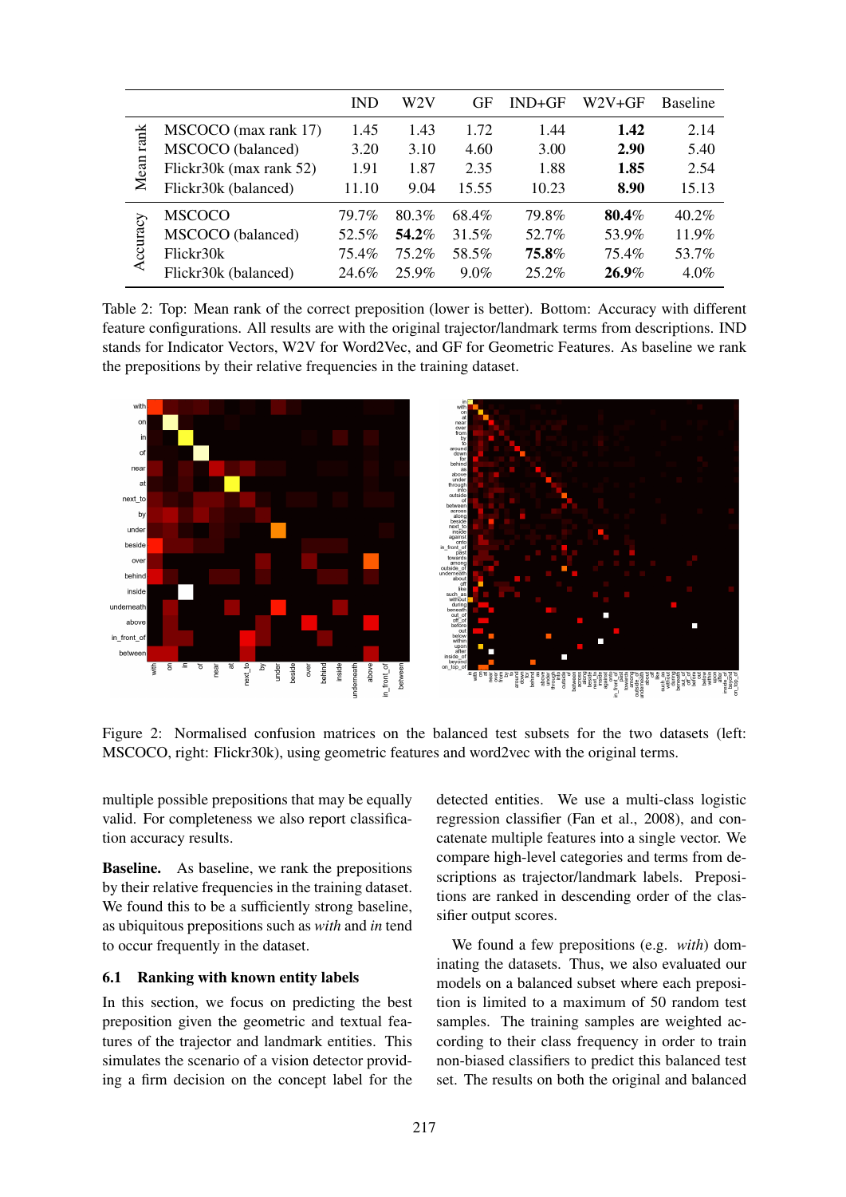| | | IND | W2V | GF | IND+GF | W2V+GF | Baseline |
|---|---|---|---|---|---|---|---|
| Mean rank | MSCOCO (max rank 17) | 1.45 | 1.43 | 1.72 | 1.44 | **1.42** | 2.14 |
| | MSCOCO (balanced) | 3.20 | 3.10 | 4.60 | 3.00 | **2.90** | 5.40 |
| | Flickr30k (max rank 52) | 1.91 | 1.87 | 2.35 | 1.88 | **1.85** | 2.54 |
| | Flickr30k (balanced) | 11.10 | 9.04 | 15.55 | 10.23 | **8.90** | 15.13 |
| Accuracy | MSCOCO | 79.7% | 80.3% | 68.4% | 79.8% | **80.4%** | 40.2% |
| | MSCOCO (balanced) | 52.5% | **54.2%** | 31.5% | 52.7% | 53.9% | 11.9% |
| | Flickr30k | 75.4% | 75.2% | 58.5% | **75.8%** | 75.4% | 53.7% |
| | Flickr30k (balanced) | 24.6% | 25.9% | 9.0% | 25.2% | **26.9%** | 4.0% |

Table 2: Top: Mean rank of the correct preposition (lower is better). Bottom: Accuracy with different feature configurations. All results are with the original trajector/landmark terms from descriptions. IND stands for Indicator Vectors, W2V for Word2Vec, and GF for Geometric Features. As baseline we rank the prepositions by their relative frequencies in the training dataset.

Figure 2: Normalised confusion matrices on the balanced test subsets for the two datasets (left: MSCOCO, right: Flickr30k), using geometric features and word2vec with the original terms.

multiple possible prepositions that may be equally valid. For completeness we also report classification accuracy results.

**Baseline.** As baseline, we rank the prepositions by their relative frequencies in the training dataset. We found this to be a sufficiently strong baseline, as ubiquitous prepositions such as *with* and *in* tend to occur frequently in the dataset.

### 6.1 Ranking with known entity labels

In this section, we focus on predicting the best preposition given the geometric and textual features of the trajector and landmark entities. This simulates the scenario of a vision detector providing a firm decision on the concept label for the detected entities. We use a multi-class logistic regression classifier (Fan et al., 2008), and concatenate multiple features into a single vector. We compare high-level categories and terms from descriptions as trajector/landmark labels. Prepositions are ranked in descending order of the classifier output scores.

We found a few prepositions (e.g. *with*) dominating the datasets. Thus, we also evaluated our models on a balanced subset where each preposition is limited to a maximum of 50 random test samples. The training samples are weighted according to their class frequency in order to train non-biased classifiers to predict this balanced test set. The results on both the original and balanced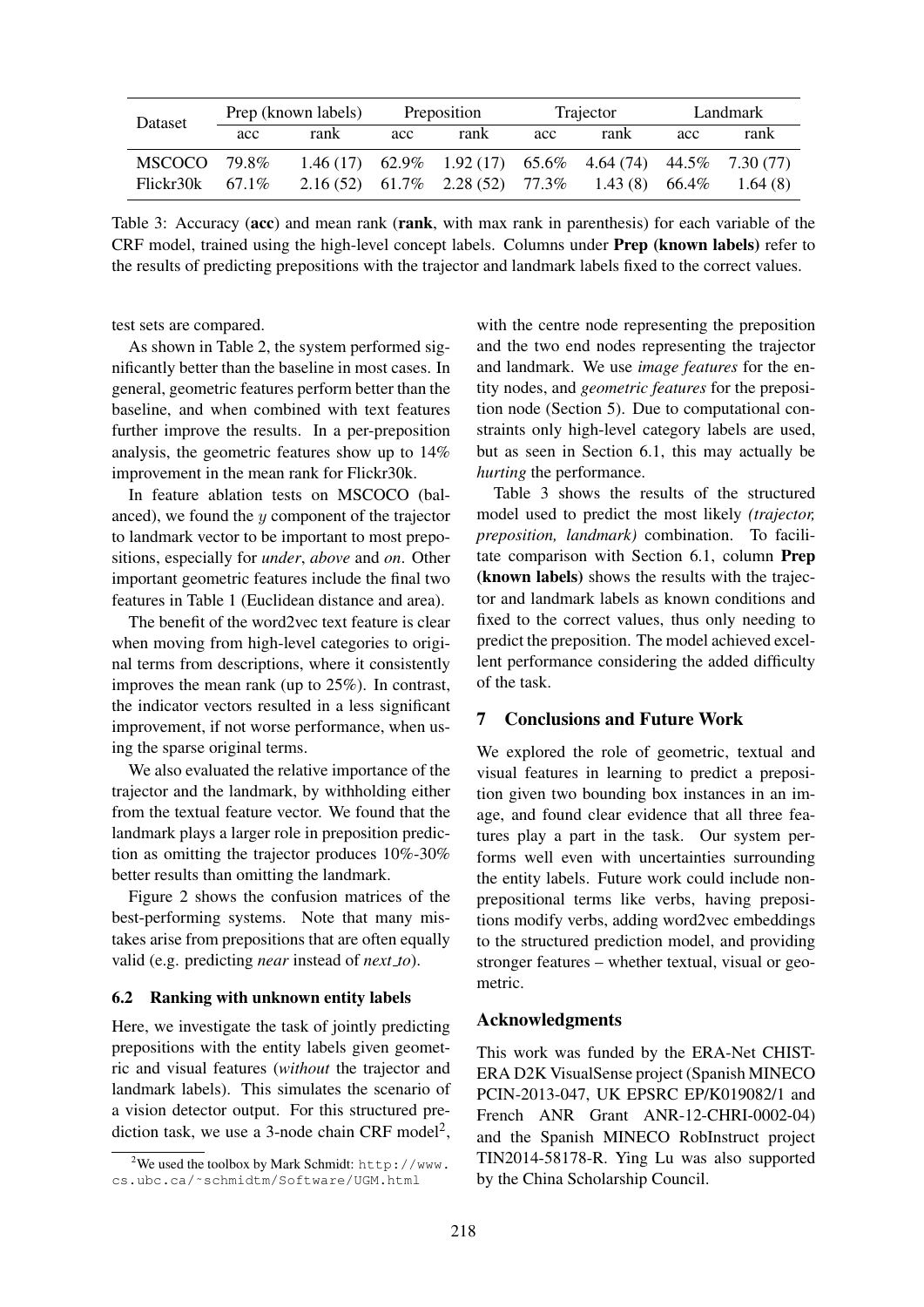| Dataset | Prep (known labels) | | Preposition | | Trajector | | Landmark | |
|---|---|---|---|---|---|---|---|---|
| | acc | rank | acc | rank | acc | rank | acc | rank |
| MSCOCO | 79.8% | 1.46 (17) | 62.9% | 1.92 (17) | 65.6% | 4.64 (74) | 44.5% | 7.30 (77) |
| Flickr30k | 67.1% | 2.16 (52) | 61.7% | 2.28 (52) | 77.3% | 1.43 (8) | 66.4% | 1.64 (8) |

Table 3: Accuracy (**acc**) and mean rank (**rank**, with max rank in parenthesis) for each variable of the CRF model, trained using the high-level concept labels. Columns under **Prep (known labels)** refer to the results of predicting prepositions with the trajector and landmark labels fixed to the correct values.

test sets are compared.

As shown in Table 2, the system performed significantly better than the baseline in most cases. In general, geometric features perform better than the baseline, and when combined with text features further improve the results. In a per-preposition analysis, the geometric features show up to 14% improvement in the mean rank for Flickr30k.

In feature ablation tests on MSCOCO (balanced), we found the $y$ component of the trajector to landmark vector to be important to most prepositions, especially for *under*, *above* and *on*. Other important geometric features include the final two features in Table 1 (Euclidean distance and area).

The benefit of the word2vec text feature is clear when moving from high-level categories to original terms from descriptions, where it consistently improves the mean rank (up to 25%). In contrast, the indicator vectors resulted in a less significant improvement, if not worse performance, when using the sparse original terms.

We also evaluated the relative importance of the trajector and the landmark, by withholding either from the textual feature vector. We found that the landmark plays a larger role in preposition prediction as omitting the trajector produces 10%-30% better results than omitting the landmark.

Figure 2 shows the confusion matrices of the best-performing systems. Note that many mistakes arise from prepositions that are often equally valid (e.g. predicting *near* instead of *next_to*).

### 6.2 Ranking with unknown entity labels

Here, we investigate the task of jointly predicting prepositions with the entity labels given geometric and visual features (*without* the trajector and landmark labels). This simulates the scenario of a vision detector output. For this structured prediction task, we use a 3-node chain CRF model[2], with the centre node representing the preposition and the two end nodes representing the trajector and landmark. We use *image features* for the entity nodes, and *geometric features* for the preposition node (Section 5). Due to computational constraints only high-level category labels are used, but as seen in Section 6.1, this may actually be *hurting* the performance.

Table 3 shows the results of the structured model used to predict the most likely *(trajector, preposition, landmark)* combination. To facilitate comparison with Section 6.1, column **Prep (known labels)** shows the results with the trajector and landmark labels as known conditions and fixed to the correct values, thus only needing to predict the preposition. The model achieved excellent performance considering the added difficulty of the task.

## 7 Conclusions and Future Work

We explored the role of geometric, textual and visual features in learning to predict a preposition given two bounding box instances in an image, and found clear evidence that all three features play a part in the task. Our system performs well even with uncertainties surrounding the entity labels. Future work could include non-prepositional terms like verbs, having prepositions modify verbs, adding word2vec embeddings to the structured prediction model, and providing stronger features – whether textual, visual or geometric.

## Acknowledgments

This work was funded by the ERA-Net CHIST-ERA D2K VisualSense project (Spanish MINECO PCIN-2013-047, UK EPSRC EP/K019082/1 and French ANR Grant ANR-12-CHRI-0002-04) and the Spanish MINECO RobInstruct project TIN2014-58178-R. Ying Lu was also supported by the China Scholarship Council.

[2] We used the toolbox by Mark Schmidt: http://www.cs.ubc.ca/~schmidtm/Software/UGM.html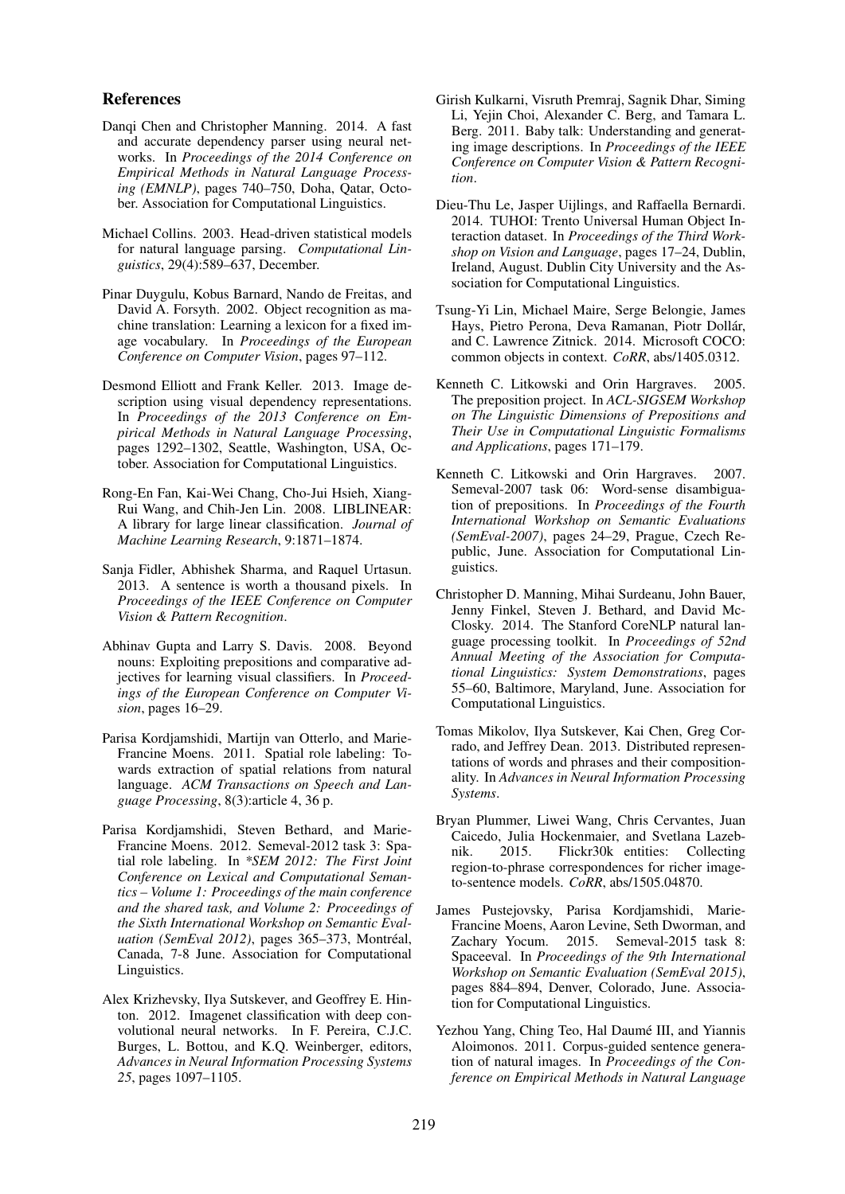## References

Danqi Chen and Christopher Manning. 2014. A fast and accurate dependency parser using neural networks. In *Proceedings of the 2014 Conference on Empirical Methods in Natural Language Processing (EMNLP)*, pages 740–750, Doha, Qatar, October. Association for Computational Linguistics.

Michael Collins. 2003. Head-driven statistical models for natural language parsing. *Computational Linguistics*, 29(4):589–637, December.

Pinar Duygulu, Kobus Barnard, Nando de Freitas, and David A. Forsyth. 2002. Object recognition as machine translation: Learning a lexicon for a fixed image vocabulary. In *Proceedings of the European Conference on Computer Vision*, pages 97–112.

Desmond Elliott and Frank Keller. 2013. Image description using visual dependency representations. In *Proceedings of the 2013 Conference on Empirical Methods in Natural Language Processing*, pages 1292–1302, Seattle, Washington, USA, October. Association for Computational Linguistics.

Rong-En Fan, Kai-Wei Chang, Cho-Jui Hsieh, Xiang-Rui Wang, and Chih-Jen Lin. 2008. LIBLINEAR: A library for large linear classification. *Journal of Machine Learning Research*, 9:1871–1874.

Sanja Fidler, Abhishek Sharma, and Raquel Urtasun. 2013. A sentence is worth a thousand pixels. In *Proceedings of the IEEE Conference on Computer Vision & Pattern Recognition*.

Abhinav Gupta and Larry S. Davis. 2008. Beyond nouns: Exploiting prepositions and comparative adjectives for learning visual classifiers. In *Proceedings of the European Conference on Computer Vision*, pages 16–29.

Parisa Kordjamshidi, Martijn van Otterlo, and Marie-Francine Moens. 2011. Spatial role labeling: Towards extraction of spatial relations from natural language. *ACM Transactions on Speech and Language Processing*, 8(3):article 4, 36 p.

Parisa Kordjamshidi, Steven Bethard, and Marie-Francine Moens. 2012. Semeval-2012 task 3: Spatial role labeling. In *\*SEM 2012: The First Joint Conference on Lexical and Computational Semantics – Volume 1: Proceedings of the main conference and the shared task, and Volume 2: Proceedings of the Sixth International Workshop on Semantic Evaluation (SemEval 2012)*, pages 365–373, Montréal, Canada, 7-8 June. Association for Computational Linguistics.

Alex Krizhevsky, Ilya Sutskever, and Geoffrey E. Hinton. 2012. Imagenet classification with deep convolutional neural networks. In F. Pereira, C.J.C. Burges, L. Bottou, and K.Q. Weinberger, editors, *Advances in Neural Information Processing Systems 25*, pages 1097–1105.

Girish Kulkarni, Visruth Premraj, Sagnik Dhar, Siming Li, Yejin Choi, Alexander C. Berg, and Tamara L. Berg. 2011. Baby talk: Understanding and generating image descriptions. In *Proceedings of the IEEE Conference on Computer Vision & Pattern Recognition*.

Dieu-Thu Le, Jasper Uijlings, and Raffaella Bernardi. 2014. TUHOI: Trento Universal Human Object Interaction dataset. In *Proceedings of the Third Workshop on Vision and Language*, pages 17–24, Dublin, Ireland, August. Dublin City University and the Association for Computational Linguistics.

Tsung-Yi Lin, Michael Maire, Serge Belongie, James Hays, Pietro Perona, Deva Ramanan, Piotr Dollár, and C. Lawrence Zitnick. 2014. Microsoft COCO: common objects in context. *CoRR*, abs/1405.0312.

Kenneth C. Litkowski and Orin Hargraves. 2005. The preposition project. In *ACL-SIGSEM Workshop on The Linguistic Dimensions of Prepositions and Their Use in Computational Linguistic Formalisms and Applications*, pages 171–179.

Kenneth C. Litkowski and Orin Hargraves. 2007. Semeval-2007 task 06: Word-sense disambiguation of prepositions. In *Proceedings of the Fourth International Workshop on Semantic Evaluations (SemEval-2007)*, pages 24–29, Prague, Czech Republic, June. Association for Computational Linguistics.

Christopher D. Manning, Mihai Surdeanu, John Bauer, Jenny Finkel, Steven J. Bethard, and David McClosky. 2014. The Stanford CoreNLP natural language processing toolkit. In *Proceedings of 52nd Annual Meeting of the Association for Computational Linguistics: System Demonstrations*, pages 55–60, Baltimore, Maryland, June. Association for Computational Linguistics.

Tomas Mikolov, Ilya Sutskever, Kai Chen, Greg Corrado, and Jeffrey Dean. 2013. Distributed representations of words and phrases and their compositionality. In *Advances in Neural Information Processing Systems*.

Bryan Plummer, Liwei Wang, Chris Cervantes, Juan Caicedo, Julia Hockenmaier, and Svetlana Lazebnik. 2015. Flickr30k entities: Collecting region-to-phrase correspondences for richer image-to-sentence models. *CoRR*, abs/1505.04870.

James Pustejovsky, Parisa Kordjamshidi, Marie-Francine Moens, Aaron Levine, Seth Dworman, and Zachary Yocum. 2015. Semeval-2015 task 8: Spaceeval. In *Proceedings of the 9th International Workshop on Semantic Evaluation (SemEval 2015)*, pages 884–894, Denver, Colorado, June. Association for Computational Linguistics.

Yezhou Yang, Ching Teo, Hal Daumé III, and Yiannis Aloimonos. 2011. Corpus-guided sentence generation of natural images. In *Proceedings of the Conference on Empirical Methods in Natural Language*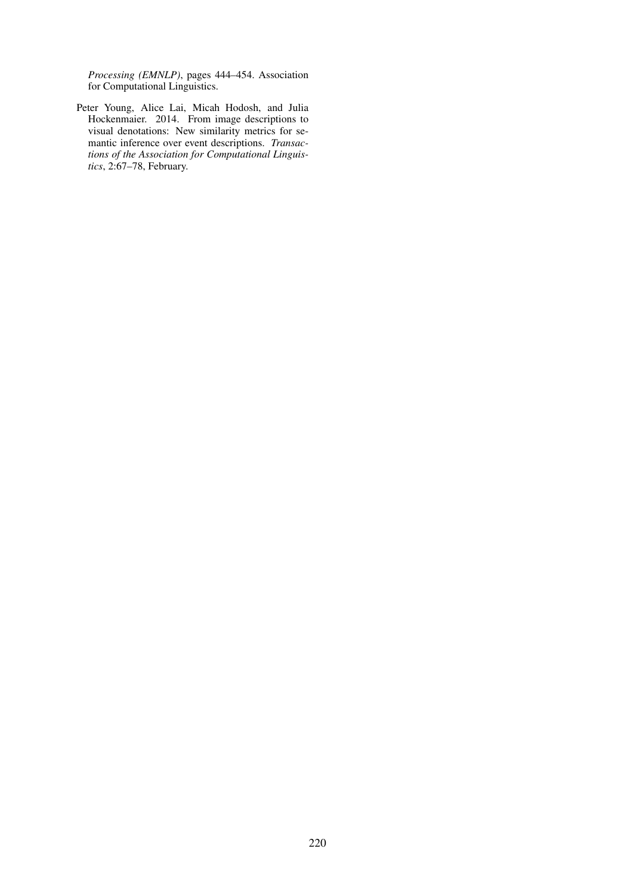*Processing (EMNLP)*, pages 444–454. Association for Computational Linguistics.

Peter Young, Alice Lai, Micah Hodosh, and Julia Hockenmaier. 2014. From image descriptions to visual denotations: New similarity metrics for semantic inference over event descriptions. *Transactions of the Association for Computational Linguistics*, 2:67–78, February.